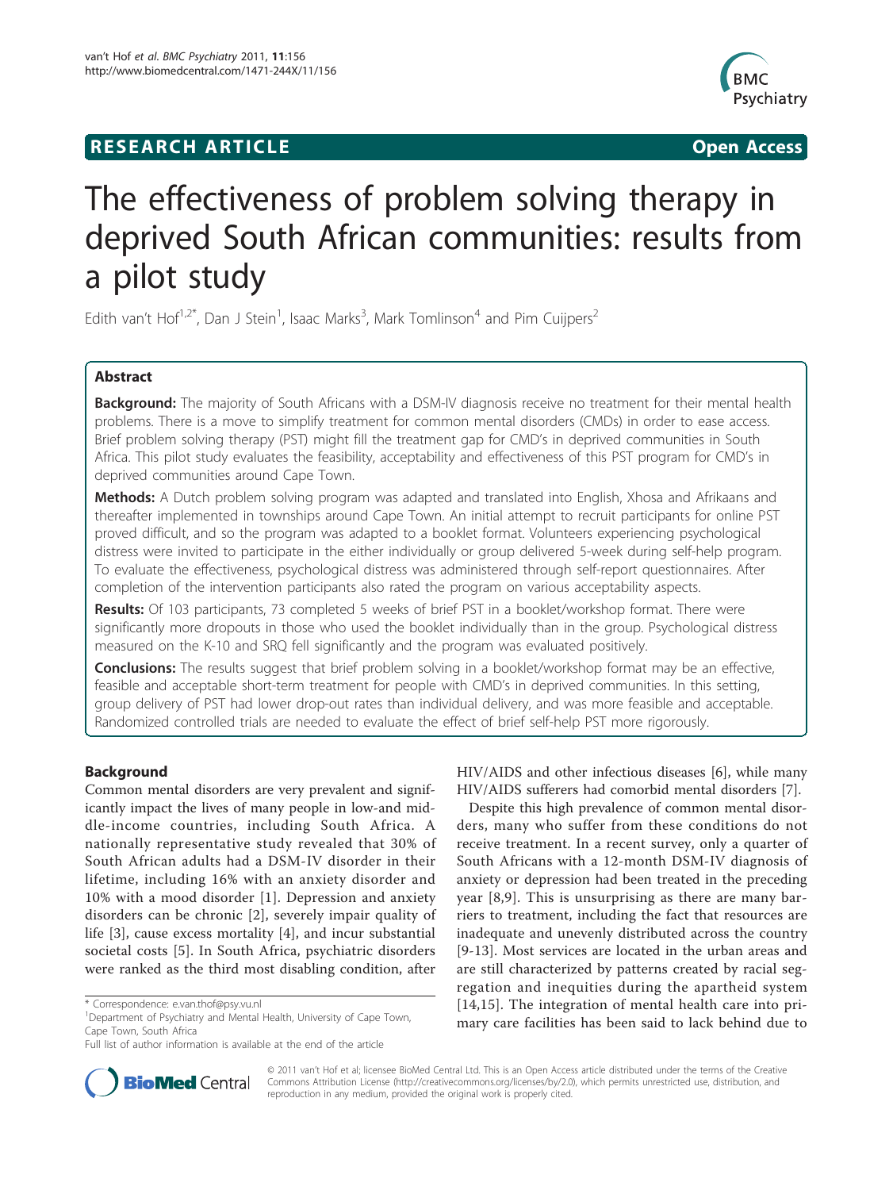**RESEARCH ARTICLE** **Open Access**

# The effectiveness of problem solving therapy in deprived South African communities: results from a pilot study

Edith van't Hof[1,2*], Dan J Stein[1], Isaac Marks[3], Mark Tomlinson[4] and Pim Cuijpers[2]

## Abstract

**Background:** The majority of South Africans with a DSM-IV diagnosis receive no treatment for their mental health problems. There is a move to simplify treatment for common mental disorders (CMDs) in order to ease access. Brief problem solving therapy (PST) might fill the treatment gap for CMD's in deprived communities in South Africa. This pilot study evaluates the feasibility, acceptability and effectiveness of this PST program for CMD's in deprived communities around Cape Town.

**Methods:** A Dutch problem solving program was adapted and translated into English, Xhosa and Afrikaans and thereafter implemented in townships around Cape Town. An initial attempt to recruit participants for online PST proved difficult, and so the program was adapted to a booklet format. Volunteers experiencing psychological distress were invited to participate in the either individually or group delivered 5-week during self-help program. To evaluate the effectiveness, psychological distress was administered through self-report questionnaires. After completion of the intervention participants also rated the program on various acceptability aspects.

**Results:** Of 103 participants, 73 completed 5 weeks of brief PST in a booklet/workshop format. There were significantly more dropouts in those who used the booklet individually than in the group. Psychological distress measured on the K-10 and SRQ fell significantly and the program was evaluated positively.

**Conclusions:** The results suggest that brief problem solving in a booklet/workshop format may be an effective, feasible and acceptable short-term treatment for people with CMD's in deprived communities. In this setting, group delivery of PST had lower drop-out rates than individual delivery, and was more feasible and acceptable. Randomized controlled trials are needed to evaluate the effect of brief self-help PST more rigorously.

## Background

Common mental disorders are very prevalent and significantly impact the lives of many people in low-and middle-income countries, including South Africa. A nationally representative study revealed that 30% of South African adults had a DSM-IV disorder in their lifetime, including 16% with an anxiety disorder and 10% with a mood disorder [1]. Depression and anxiety disorders can be chronic [2], severely impair quality of life [3], cause excess mortality [4], and incur substantial societal costs [5]. In South Africa, psychiatric disorders were ranked as the third most disabling condition, after HIV/AIDS and other infectious diseases [6], while many HIV/AIDS sufferers had comorbid mental disorders [7].

Despite this high prevalence of common mental disorders, many who suffer from these conditions do not receive treatment. In a recent survey, only a quarter of South Africans with a 12-month DSM-IV diagnosis of anxiety or depression had been treated in the preceding year [8,9]. This is unsurprising as there are many barriers to treatment, including the fact that resources are inadequate and unevenly distributed across the country [9-13]. Most services are located in the urban areas and are still characterized by patterns created by racial segregation and inequities during the apartheid system [14,15]. The integration of mental health care into primary care facilities has been said to lack behind due to

\* Correspondence: e.van.thof@psy.vu.nl
[1]Department of Psychiatry and Mental Health, University of Cape Town, Cape Town, South Africa
Full list of author information is available at the end of the article

© 2011 van't Hof et al; licensee BioMed Central Ltd. This is an Open Access article distributed under the terms of the Creative Commons Attribution License (http://creativecommons.org/licenses/by/2.0), which permits unrestricted use, distribution, and reproduction in any medium, provided the original work is properly cited.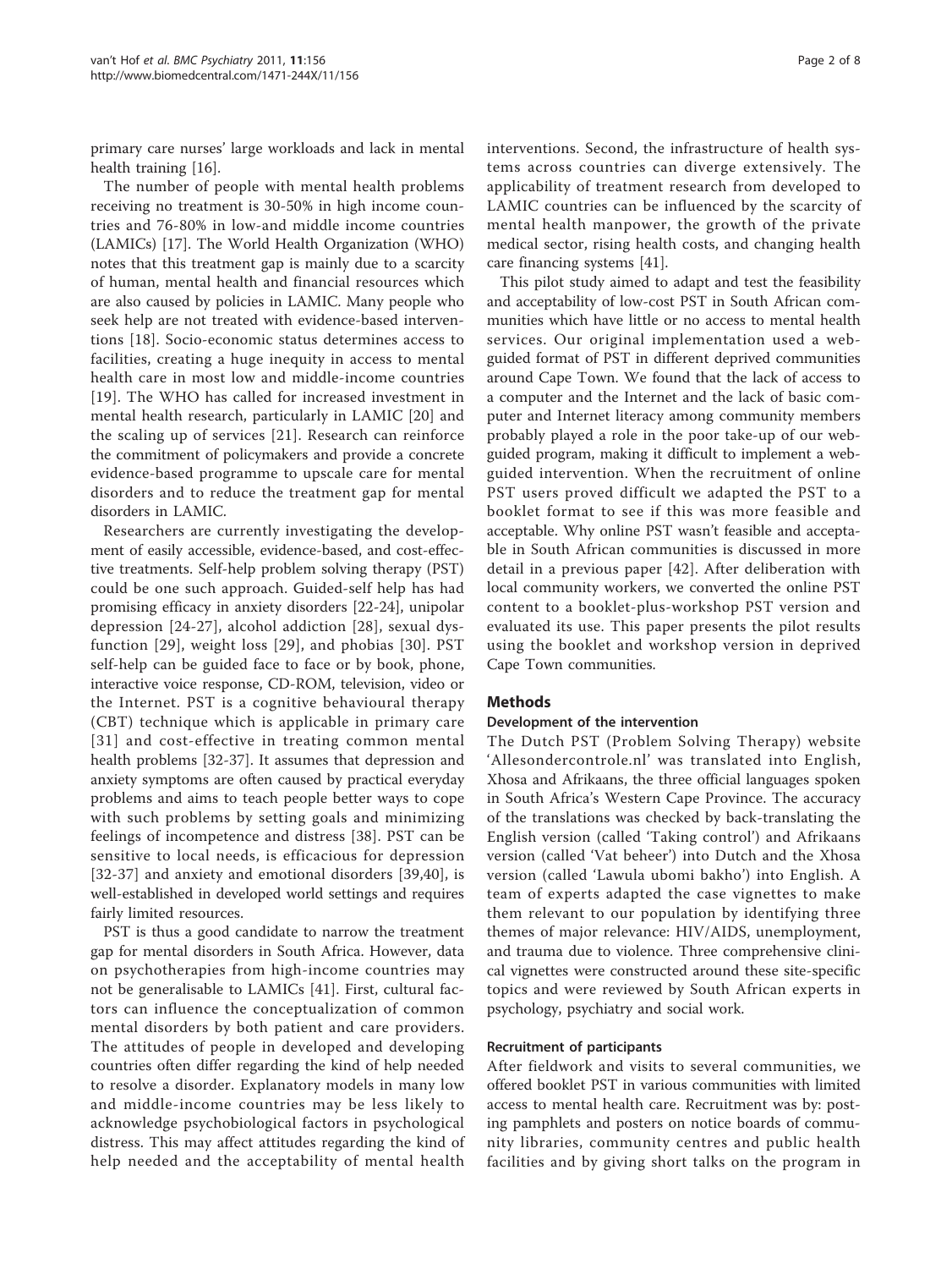primary care nurses' large workloads and lack in mental health training [16].

The number of people with mental health problems receiving no treatment is 30-50% in high income countries and 76-80% in low-and middle income countries (LAMICs) [17]. The World Health Organization (WHO) notes that this treatment gap is mainly due to a scarcity of human, mental health and financial resources which are also caused by policies in LAMIC. Many people who seek help are not treated with evidence-based interventions [18]. Socio-economic status determines access to facilities, creating a huge inequity in access to mental health care in most low and middle-income countries [19]. The WHO has called for increased investment in mental health research, particularly in LAMIC [20] and the scaling up of services [21]. Research can reinforce the commitment of policymakers and provide a concrete evidence-based programme to upscale care for mental disorders and to reduce the treatment gap for mental disorders in LAMIC.

Researchers are currently investigating the development of easily accessible, evidence-based, and cost-effective treatments. Self-help problem solving therapy (PST) could be one such approach. Guided-self help has had promising efficacy in anxiety disorders [22-24], unipolar depression [24-27], alcohol addiction [28], sexual dysfunction [29], weight loss [29], and phobias [30]. PST self-help can be guided face to face or by book, phone, interactive voice response, CD-ROM, television, video or the Internet. PST is a cognitive behavioural therapy (CBT) technique which is applicable in primary care [31] and cost-effective in treating common mental health problems [32-37]. It assumes that depression and anxiety symptoms are often caused by practical everyday problems and aims to teach people better ways to cope with such problems by setting goals and minimizing feelings of incompetence and distress [38]. PST can be sensitive to local needs, is efficacious for depression [32-37] and anxiety and emotional disorders [39,40], is well-established in developed world settings and requires fairly limited resources.

PST is thus a good candidate to narrow the treatment gap for mental disorders in South Africa. However, data on psychotherapies from high-income countries may not be generalisable to LAMICs [41]. First, cultural factors can influence the conceptualization of common mental disorders by both patient and care providers. The attitudes of people in developed and developing countries often differ regarding the kind of help needed to resolve a disorder. Explanatory models in many low and middle-income countries may be less likely to acknowledge psychobiological factors in psychological distress. This may affect attitudes regarding the kind of help needed and the acceptability of mental health interventions. Second, the infrastructure of health systems across countries can diverge extensively. The applicability of treatment research from developed to LAMIC countries can be influenced by the scarcity of mental health manpower, the growth of the private medical sector, rising health costs, and changing health care financing systems [41].

This pilot study aimed to adapt and test the feasibility and acceptability of low-cost PST in South African communities which have little or no access to mental health services. Our original implementation used a web-guided format of PST in different deprived communities around Cape Town. We found that the lack of access to a computer and the Internet and the lack of basic computer and Internet literacy among community members probably played a role in the poor take-up of our web-guided program, making it difficult to implement a web-guided intervention. When the recruitment of online PST users proved difficult we adapted the PST to a booklet format to see if this was more feasible and acceptable. Why online PST wasn't feasible and acceptable in South African communities is discussed in more detail in a previous paper [42]. After deliberation with local community workers, we converted the online PST content to a booklet-plus-workshop PST version and evaluated its use. This paper presents the pilot results using the booklet and workshop version in deprived Cape Town communities.

## Methods

### Development of the intervention

The Dutch PST (Problem Solving Therapy) website 'Allesondercontrole.nl' was translated into English, Xhosa and Afrikaans, the three official languages spoken in South Africa's Western Cape Province. The accuracy of the translations was checked by back-translating the English version (called 'Taking control') and Afrikaans version (called 'Vat beheer') into Dutch and the Xhosa version (called 'Lawula ubomi bakho') into English. A team of experts adapted the case vignettes to make them relevant to our population by identifying three themes of major relevance: HIV/AIDS, unemployment, and trauma due to violence. Three comprehensive clinical vignettes were constructed around these site-specific topics and were reviewed by South African experts in psychology, psychiatry and social work.

### Recruitment of participants

After fieldwork and visits to several communities, we offered booklet PST in various communities with limited access to mental health care. Recruitment was by: posting pamphlets and posters on notice boards of community libraries, community centres and public health facilities and by giving short talks on the program in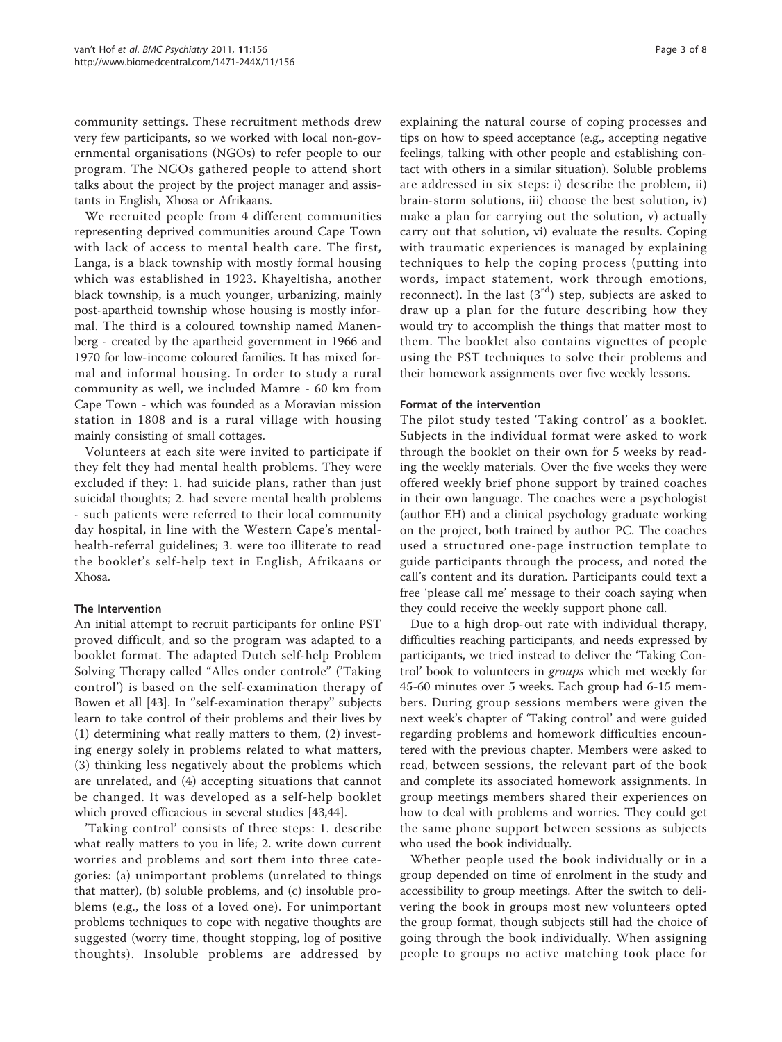community settings. These recruitment methods drew very few participants, so we worked with local non-governmental organisations (NGOs) to refer people to our program. The NGOs gathered people to attend short talks about the project by the project manager and assistants in English, Xhosa or Afrikaans.

We recruited people from 4 different communities representing deprived communities around Cape Town with lack of access to mental health care. The first, Langa, is a black township with mostly formal housing which was established in 1923. Khayeltisha, another black township, is a much younger, urbanizing, mainly post-apartheid township whose housing is mostly informal. The third is a coloured township named Manenberg - created by the apartheid government in 1966 and 1970 for low-income coloured families. It has mixed formal and informal housing. In order to study a rural community as well, we included Mamre - 60 km from Cape Town - which was founded as a Moravian mission station in 1808 and is a rural village with housing mainly consisting of small cottages.

Volunteers at each site were invited to participate if they felt they had mental health problems. They were excluded if they: 1. had suicide plans, rather than just suicidal thoughts; 2. had severe mental health problems - such patients were referred to their local community day hospital, in line with the Western Cape's mental-health-referral guidelines; 3. were too illiterate to read the booklet's self-help text in English, Afrikaans or Xhosa.

### The Intervention

An initial attempt to recruit participants for online PST proved difficult, and so the program was adapted to a booklet format. The adapted Dutch self-help Problem Solving Therapy called "Alles onder controle" ('Taking control') is based on the self-examination therapy of Bowen et all [43]. In "self-examination therapy" subjects learn to take control of their problems and their lives by (1) determining what really matters to them, (2) investing energy solely in problems related to what matters, (3) thinking less negatively about the problems which are unrelated, and (4) accepting situations that cannot be changed. It was developed as a self-help booklet which proved efficacious in several studies [43,44].

'Taking control' consists of three steps: 1. describe what really matters to you in life; 2. write down current worries and problems and sort them into three categories: (a) unimportant problems (unrelated to things that matter), (b) soluble problems, and (c) insoluble problems (e.g., the loss of a loved one). For unimportant problems techniques to cope with negative thoughts are suggested (worry time, thought stopping, log of positive thoughts). Insoluble problems are addressed by explaining the natural course of coping processes and tips on how to speed acceptance (e.g., accepting negative feelings, talking with other people and establishing contact with others in a similar situation). Soluble problems are addressed in six steps: i) describe the problem, ii) brain-storm solutions, iii) choose the best solution, iv) make a plan for carrying out the solution, v) actually carry out that solution, vi) evaluate the results. Coping with traumatic experiences is managed by explaining techniques to help the coping process (putting into words, impact statement, work through emotions, reconnect). In the last (3rd) step, subjects are asked to draw up a plan for the future describing how they would try to accomplish the things that matter most to them. The booklet also contains vignettes of people using the PST techniques to solve their problems and their homework assignments over five weekly lessons.

### Format of the intervention

The pilot study tested 'Taking control' as a booklet. Subjects in the individual format were asked to work through the booklet on their own for 5 weeks by reading the weekly materials. Over the five weeks they were offered weekly brief phone support by trained coaches in their own language. The coaches were a psychologist (author EH) and a clinical psychology graduate working on the project, both trained by author PC. The coaches used a structured one-page instruction template to guide participants through the process, and noted the call's content and its duration. Participants could text a free 'please call me' message to their coach saying when they could receive the weekly support phone call.

Due to a high drop-out rate with individual therapy, difficulties reaching participants, and needs expressed by participants, we tried instead to deliver the 'Taking Control' book to volunteers in *groups* which met weekly for 45-60 minutes over 5 weeks. Each group had 6-15 members. During group sessions members were given the next week's chapter of 'Taking control' and were guided regarding problems and homework difficulties encountered with the previous chapter. Members were asked to read, between sessions, the relevant part of the book and complete its associated homework assignments. In group meetings members shared their experiences on how to deal with problems and worries. They could get the same phone support between sessions as subjects who used the book individually.

Whether people used the book individually or in a group depended on time of enrolment in the study and accessibility to group meetings. After the switch to delivering the book in groups most new volunteers opted the group format, though subjects still had the choice of going through the book individually. When assigning people to groups no active matching took place for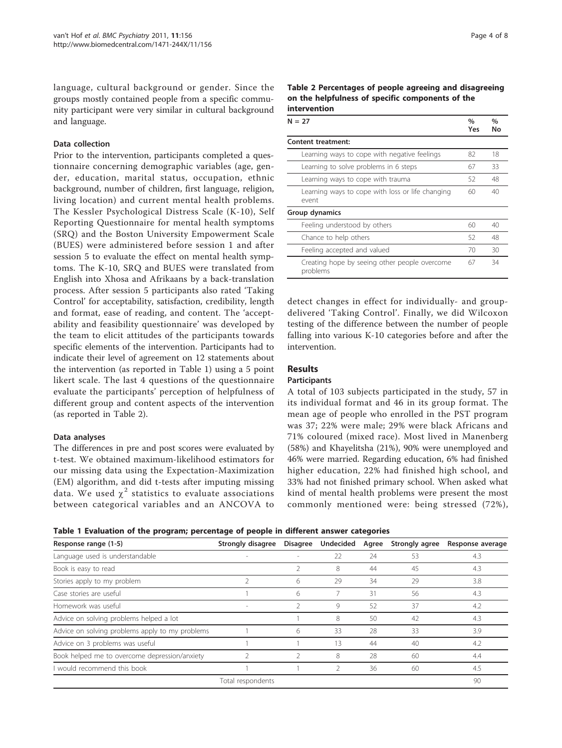language, cultural background or gender. Since the groups mostly contained people from a specific community participant were very similar in cultural background and language.

### Data collection

Prior to the intervention, participants completed a questionnaire concerning demographic variables (age, gender, education, marital status, occupation, ethnic background, number of children, first language, religion, living location) and current mental health problems. The Kessler Psychological Distress Scale (K-10), Self Reporting Questionnaire for mental health symptoms (SRQ) and the Boston University Empowerment Scale (BUES) were administered before session 1 and after session 5 to evaluate the effect on mental health symptoms. The K-10, SRQ and BUES were translated from English into Xhosa and Afrikaans by a back-translation process. After session 5 participants also rated 'Taking Control' for acceptability, satisfaction, credibility, length and format, ease of reading, and content. The 'acceptability and feasibility questionnaire' was developed by the team to elicit attitudes of the participants towards specific elements of the intervention. Participants had to indicate their level of agreement on 12 statements about the intervention (as reported in Table 1) using a 5 point likert scale. The last 4 questions of the questionnaire evaluate the participants' perception of helpfulness of different group and content aspects of the intervention (as reported in Table 2).

### Data analyses

The differences in pre and post scores were evaluated by t-test. We obtained maximum-likelihood estimators for our missing data using the Expectation-Maximization (EM) algorithm, and did t-tests after imputing missing data. We used $\chi^2$ statistics to evaluate associations between categorical variables and an ANCOVA to detect changes in effect for individually- and group-delivered 'Taking Control'. Finally, we did Wilcoxon testing of the difference between the number of people falling into various K-10 categories before and after the intervention.

**Table 2 Percentages of people agreeing and disagreeing on the helpfulness of specific components of the intervention**

| N = 27 | % Yes | % No |
|---|---|---|
| **Content treatment:** | | |
| Learning ways to cope with negative feelings | 82 | 18 |
| Learning to solve problems in 6 steps | 67 | 33 |
| Learning ways to cope with trauma | 52 | 48 |
| Learning ways to cope with loss or life changing event | 60 | 40 |
| **Group dynamics** | | |
| Feeling understood by others | 60 | 40 |
| Chance to help others | 52 | 48 |
| Feeling accepted and valued | 70 | 30 |
| Creating hope by seeing other people overcome problems | 67 | 34 |

## Results

### Participants

A total of 103 subjects participated in the study, 57 in its individual format and 46 in its group format. The mean age of people who enrolled in the PST program was 37; 22% were male; 29% were black Africans and 71% coloured (mixed race). Most lived in Manenberg (58%) and Khayelitsha (21%), 90% were unemployed and 46% were married. Regarding education, 6% had finished higher education, 22% had finished high school, and 33% had not finished primary school. When asked what kind of mental health problems were present the most commonly mentioned were: being stressed (72%),

**Table 1 Evaluation of the program; percentage of people in different answer categories**

| Response range (1-5) | Strongly disagree | Disagree | Undecided | Agree | Strongly agree | Response average |
|---|---|---|---|---|---|---|
| Language used is understandable | - | - | 22 | 24 | 53 | 4.3 |
| Book is easy to read | | 2 | 8 | 44 | 45 | 4.3 |
| Stories apply to my problem | 2 | 6 | 29 | 34 | 29 | 3.8 |
| Case stories are useful | 1 | 6 | 7 | 31 | 56 | 4.3 |
| Homework was useful | - | 2 | 9 | 52 | 37 | 4.2 |
| Advice on solving problems helped a lot | | 1 | 8 | 50 | 42 | 4.3 |
| Advice on solving problems apply to my problems | 1 | 6 | 33 | 28 | 33 | 3.9 |
| Advice on 3 problems was useful | 1 | 1 | 13 | 44 | 40 | 4.2 |
| Book helped me to overcome depression/anxiety | 2 | 2 | 8 | 28 | 60 | 4.4 |
| I would recommend this book | 1 | 1 | 2 | 36 | 60 | 4.5 |
| | Total respondents | | | | | 90 |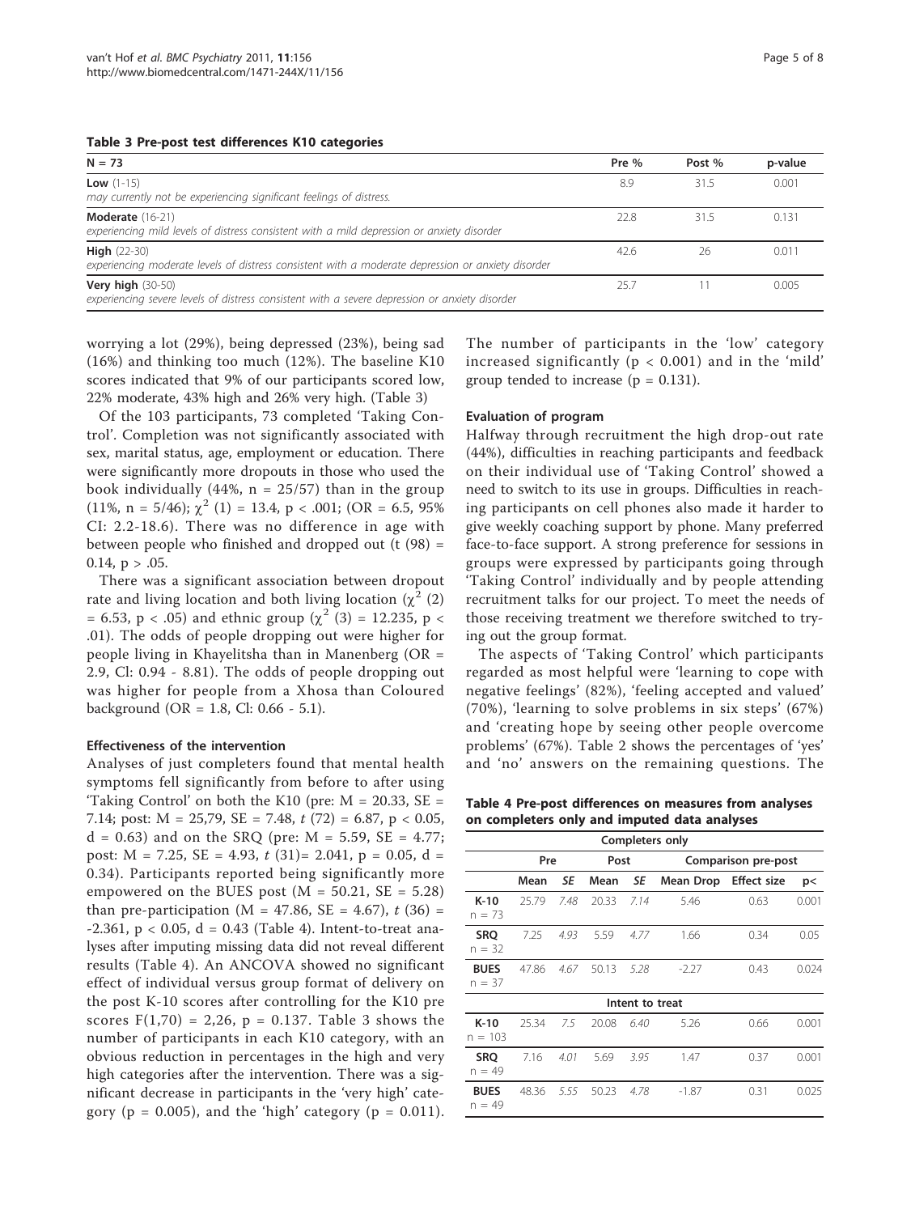**Table 3 Pre-post test differences K10 categories**

| N = 73 | Pre % | Post % | p-value |
|---|---|---|---|
| **Low** (1-15)<br>*may currently not be experiencing significant feelings of distress.* | 8.9 | 31.5 | 0.001 |
| **Moderate** (16-21)<br>*experiencing mild levels of distress consistent with a mild depression or anxiety disorder* | 22.8 | 31.5 | 0.131 |
| **High** (22-30)<br>*experiencing moderate levels of distress consistent with a moderate depression or anxiety disorder* | 42.6 | 26 | 0.011 |
| **Very high** (30-50)<br>*experiencing severe levels of distress consistent with a severe depression or anxiety disorder* | 25.7 | 11 | 0.005 |

worrying a lot (29%), being depressed (23%), being sad (16%) and thinking too much (12%). The baseline K10 scores indicated that 9% of our participants scored low, 22% moderate, 43% high and 26% very high. (Table 3)

Of the 103 participants, 73 completed 'Taking Control'. Completion was not significantly associated with sex, marital status, age, employment or education. There were significantly more dropouts in those who used the book individually (44%, n = 25/57) than in the group (11%, n = 5/46); $\chi^2$ (1) = 13.4, p < .001; (OR = 6.5, 95% CI: 2.2-18.6). There was no difference in age with between people who finished and dropped out (t (98) = 0.14, p > .05.

There was a significant association between dropout rate and living location and both living location ($\chi^2$ (2) = 6.53, p < .05) and ethnic group ($\chi^2$ (3) = 12.235, p < .01). The odds of people dropping out were higher for people living in Khayelitsha than in Manenberg (OR = 2.9, Cl: 0.94 - 8.81). The odds of people dropping out was higher for people from a Xhosa than Coloured background (OR = 1.8, Cl: 0.66 - 5.1).

#### Effectiveness of the intervention

Analyses of just completers found that mental health symptoms fell significantly from before to after using 'Taking Control' on both the K10 (pre: M = 20.33, SE = 7.14; post: M = 25,79, SE = 7.48, *t* (72) = 6.87, p < 0.05, d = 0.63) and on the SRQ (pre: M = 5.59, SE = 4.77; post: M = 7.25, SE = 4.93, *t* (31)= 2.041, p = 0.05, d = 0.34). Participants reported being significantly more empowered on the BUES post (M = 50.21, SE = 5.28) than pre-participation (M = 47.86, SE = 4.67), *t* (36) = -2.361, p < 0.05, d = 0.43 (Table 4). Intent-to-treat analyses after imputing missing data did not reveal different results (Table 4). An ANCOVA showed no significant effect of individual versus group format of delivery on the post K-10 scores after controlling for the K10 pre scores F(1,70) = 2,26, p = 0.137. Table 3 shows the number of participants in each K10 category, with an obvious reduction in percentages in the high and very high categories after the intervention. There was a significant decrease in participants in the 'very high' category (p = 0.005), and the 'high' category (p = 0.011). The number of participants in the 'low' category increased significantly (p < 0.001) and in the 'mild' group tended to increase (p = 0.131).

#### Evaluation of program

Halfway through recruitment the high drop-out rate (44%), difficulties in reaching participants and feedback on their individual use of 'Taking Control' showed a need to switch to its use in groups. Difficulties in reaching participants on cell phones also made it harder to give weekly coaching support by phone. Many preferred face-to-face support. A strong preference for sessions in groups were expressed by participants going through 'Taking Control' individually and by people attending recruitment talks for our project. To meet the needs of those receiving treatment we therefore switched to trying out the group format.

The aspects of 'Taking Control' which participants regarded as most helpful were 'learning to cope with negative feelings' (82%), 'feeling accepted and valued' (70%), 'learning to solve problems in six steps' (67%) and 'creating hope by seeing other people overcome problems' (67%). Table 2 shows the percentages of 'yes' and 'no' answers on the remaining questions. The

**Table 4 Pre-post differences on measures from analyses on completers only and imputed data analyses**

| | Completers only | | | | | | |
|---|---|---|---|---|---|---|---|
| | Pre | | Post | | Comparison pre-post | | |
| | Mean | *SE* | Mean | *SE* | Mean Drop | Effect size | p< |
| **K-10** n = 73 | 25.79 | *7.48* | 20.33 | *7.14* | 5.46 | 0.63 | 0.001 |
| **SRQ** n = 32 | 7.25 | *4.93* | 5.59 | *4.77* | 1.66 | 0.34 | 0.05 |
| **BUES** n = 37 | 47.86 | *4.67* | 50.13 | *5.28* | -2.27 | 0.43 | 0.024 |
| | Intent to treat | | | | | | |
| **K-10** n = 103 | 25.34 | *7.5* | 20.08 | *6.40* | 5.26 | 0.66 | 0.001 |
| **SRQ** n = 49 | 7.16 | *4.01* | 5.69 | *3.95* | 1.47 | 0.37 | 0.001 |
| **BUES** n = 49 | 48.36 | *5.55* | 50.23 | *4.78* | -1.87 | 0.31 | 0.025 |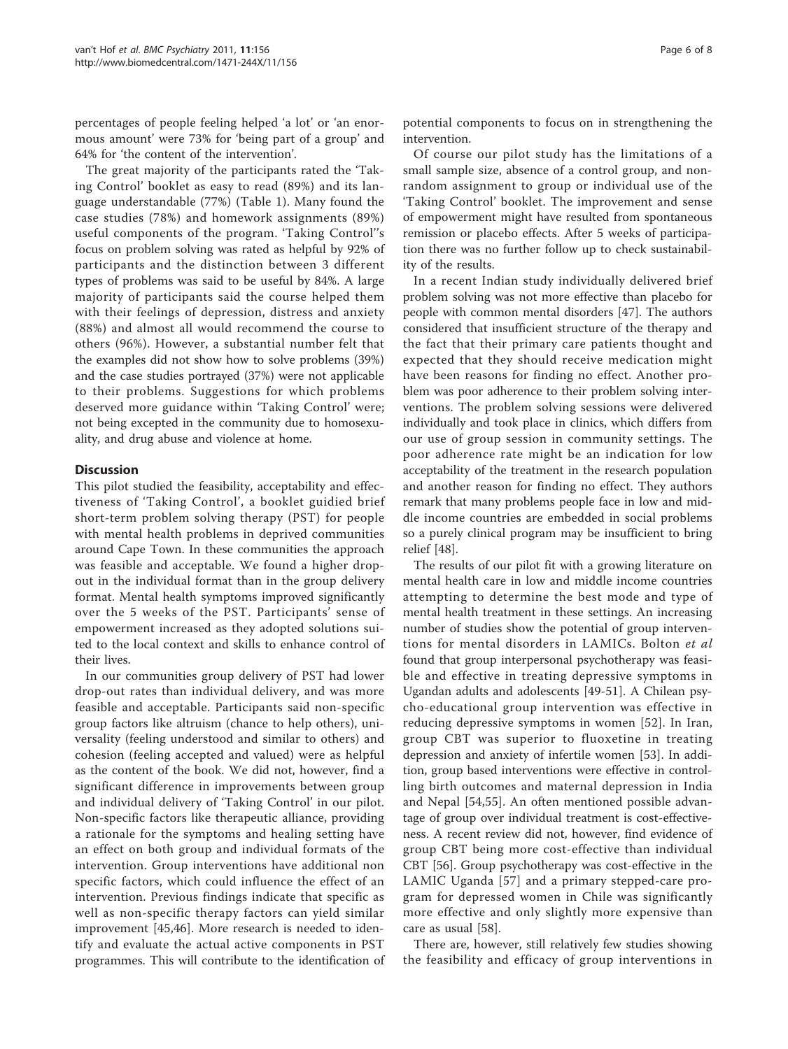percentages of people feeling helped 'a lot' or 'an enormous amount' were 73% for 'being part of a group' and 64% for 'the content of the intervention'.

The great majority of the participants rated the 'Taking Control' booklet as easy to read (89%) and its language understandable (77%) (Table 1). Many found the case studies (78%) and homework assignments (89%) useful components of the program. 'Taking Control''s focus on problem solving was rated as helpful by 92% of participants and the distinction between 3 different types of problems was said to be useful by 84%. A large majority of participants said the course helped them with their feelings of depression, distress and anxiety (88%) and almost all would recommend the course to others (96%). However, a substantial number felt that the examples did not show how to solve problems (39%) and the case studies portrayed (37%) were not applicable to their problems. Suggestions for which problems deserved more guidance within 'Taking Control' were; not being excepted in the community due to homosexuality, and drug abuse and violence at home.

## Discussion

This pilot studied the feasibility, acceptability and effectiveness of 'Taking Control', a booklet guidied brief short-term problem solving therapy (PST) for people with mental health problems in deprived communities around Cape Town. In these communities the approach was feasible and acceptable. We found a higher dropout in the individual format than in the group delivery format. Mental health symptoms improved significantly over the 5 weeks of the PST. Participants' sense of empowerment increased as they adopted solutions suited to the local context and skills to enhance control of their lives.

In our communities group delivery of PST had lower drop-out rates than individual delivery, and was more feasible and acceptable. Participants said non-specific group factors like altruism (chance to help others), universality (feeling understood and similar to others) and cohesion (feeling accepted and valued) were as helpful as the content of the book. We did not, however, find a significant difference in improvements between group and individual delivery of 'Taking Control' in our pilot. Non-specific factors like therapeutic alliance, providing a rationale for the symptoms and healing setting have an effect on both group and individual formats of the intervention. Group interventions have additional non specific factors, which could influence the effect of an intervention. Previous findings indicate that specific as well as non-specific therapy factors can yield similar improvement [45,46]. More research is needed to identify and evaluate the actual active components in PST programmes. This will contribute to the identification of potential components to focus on in strengthening the intervention.

Of course our pilot study has the limitations of a small sample size, absence of a control group, and non-random assignment to group or individual use of the 'Taking Control' booklet. The improvement and sense of empowerment might have resulted from spontaneous remission or placebo effects. After 5 weeks of participation there was no further follow up to check sustainability of the results.

In a recent Indian study individually delivered brief problem solving was not more effective than placebo for people with common mental disorders [47]. The authors considered that insufficient structure of the therapy and the fact that their primary care patients thought and expected that they should receive medication might have been reasons for finding no effect. Another problem was poor adherence to their problem solving interventions. The problem solving sessions were delivered individually and took place in clinics, which differs from our use of group session in community settings. The poor adherence rate might be an indication for low acceptability of the treatment in the research population and another reason for finding no effect. They authors remark that many problems people face in low and middle income countries are embedded in social problems so a purely clinical program may be insufficient to bring relief [48].

The results of our pilot fit with a growing literature on mental health care in low and middle income countries attempting to determine the best mode and type of mental health treatment in these settings. An increasing number of studies show the potential of group interventions for mental disorders in LAMICs. Bolton *et al* found that group interpersonal psychotherapy was feasible and effective in treating depressive symptoms in Ugandan adults and adolescents [49-51]. A Chilean psycho-educational group intervention was effective in reducing depressive symptoms in women [52]. In Iran, group CBT was superior to fluoxetine in treating depression and anxiety of infertile women [53]. In addition, group based interventions were effective in controlling birth outcomes and maternal depression in India and Nepal [54,55]. An often mentioned possible advantage of group over individual treatment is cost-effectiveness. A recent review did not, however, find evidence of group CBT being more cost-effective than individual CBT [56]. Group psychotherapy was cost-effective in the LAMIC Uganda [57] and a primary stepped-care program for depressed women in Chile was significantly more effective and only slightly more expensive than care as usual [58].

There are, however, still relatively few studies showing the feasibility and efficacy of group interventions in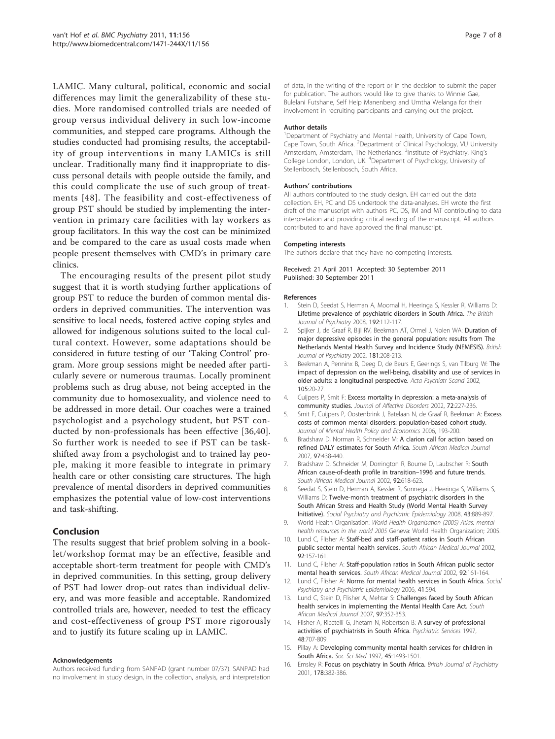LAMIC. Many cultural, political, economic and social differences may limit the generalizability of these studies. More randomised controlled trials are needed of group versus individual delivery in such low-income communities, and stepped care programs. Although the studies conducted had promising results, the acceptability of group interventions in many LAMICs is still unclear. Traditionally many find it inappropriate to discuss personal details with people outside the family, and this could complicate the use of such group of treatments [48]. The feasibility and cost-effectiveness of group PST should be studied by implementing the intervention in primary care facilities with lay workers as group facilitators. In this way the cost can be minimized and be compared to the care as usual costs made when people present themselves with CMD's in primary care clinics.

The encouraging results of the present pilot study suggest that it is worth studying further applications of group PST to reduce the burden of common mental disorders in deprived communities. The intervention was sensitive to local needs, fostered active coping styles and allowed for indigenous solutions suited to the local cultural context. However, some adaptations should be considered in future testing of our 'Taking Control' program. More group sessions might be needed after particularly severe or numerous traumas. Locally prominent problems such as drug abuse, not being accepted in the community due to homosexuality, and violence need to be addressed in more detail. Our coaches were a trained psychologist and a psychology student, but PST conducted by non-professionals has been effective [36,40]. So further work is needed to see if PST can be task-shifted away from a psychologist and to trained lay people, making it more feasible to integrate in primary health care or other consisting care structures. The high prevalence of mental disorders in deprived communities emphasizes the potential value of low-cost interventions and task-shifting.

## Conclusion

The results suggest that brief problem solving in a booklet/workshop format may be an effective, feasible and acceptable short-term treatment for people with CMD's in deprived communities. In this setting, group delivery of PST had lower drop-out rates than individual delivery, and was more feasible and acceptable. Randomized controlled trials are, however, needed to test the efficacy and cost-effectiveness of group PST more rigorously and to justify its future scaling up in LAMIC.

#### Acknowledgements

Authors received funding from SANPAD (grant number 07/37). SANPAD had no involvement in study design, in the collection, analysis, and interpretation of data, in the writing of the report or in the decision to submit the paper for publication. The authors would like to give thanks to Winnie Gae, Bulelani Futshane, Self Help Manenberg and Umtha Welanga for their involvement in recruiting participants and carrying out the project.

#### Author details

[1]Department of Psychiatry and Mental Health, University of Cape Town, Cape Town, South Africa. [2]Department of Clinical Psychology, VU University Amsterdam, Amsterdam, The Netherlands. [3]Institute of Psychiatry, King's College London, London, UK. [4]Department of Psychology, University of Stellenbosch, Stellenbosch, South Africa.

#### Authors' contributions

All authors contributed to the study design. EH carried out the data collection. EH, PC and DS undertook the data-analyses. EH wrote the first draft of the manuscript with authors PC, DS, IM and MT contributing to data interpretation and providing critical reading of the manuscript. All authors contributed to and have approved the final manuscript.

#### Competing interests

The authors declare that they have no competing interests.

Received: 21 April 2011 Accepted: 30 September 2011
Published: 30 September 2011

#### References

1. Stein D, Seedat S, Herman A, Moomal H, Heeringa S, Kessler R, Williams D: **Lifetime prevalence of psychiatric disorders in South Africa.** *The British Journal of Psychiatry* 2008, **192**:112-117.
2. Spijker J, de Graaf R, Bijl RV, Beekman AT, Ormel J, Nolen WA: **Duration of major depressive episodes in the general population: results from The Netherlands Mental Health Survey and Incidence Study (NEMESIS).** *British Journal of Psychiatry* 2002, **181**:208-213.
3. Beekman A, Penninx B, Deeg D, de Beurs E, Geerings S, van Tilburg W: **The impact of depression on the well-being, disability and use of services in older adults: a longitudinal perspective.** *Acta Psychiatr Scand* 2002, **105**:20-27.
4. Cuijpers P, Smit F: **Excess mortality in depression: a meta-analysis of community studies.** *Journal of Affective Disorders* 2002, **72**:227-236.
5. Smit F, Cuijpers P, Oostenbrink J, Batelaan N, de Graaf R, Beekman A: **Excess costs of common mental disorders: population-based cohort study.** *Journal of Mental Health Policy and Economics* 2006, 193-200.
6. Bradshaw D, Norman R, Schneider M: **A clarion call for action based on refined DALY estimates for South Africa.** *South African Medical Journal* 2007, **97**:438-440.
7. Bradshaw D, Schneider M, Dorrington R, Bourne D, Laubscher R: **South African cause-of-death profile in transition–1996 and future trends.** *South African Medical Journal* 2002, **92**:618-623.
8. Seedat S, Stein D, Herman A, Kessler R, Sonnega J, Heeringa S, Williams S, Williams D: **Twelve-month treatment of psychiatric disorders in the South African Stress and Health Study (World Mental Health Survey Initiative).** *Social Psychiatry and Psychiatric Epidemiology* 2008, **43**:889-897.
9. World Health Organisation: *World Health Organisation (2005) Atlas: mental health resources in the world 2005* Geneva: World Health Organization; 2005.
10. Lund C, Flisher A: **Staff-bed and staff-patient ratios in South African public sector mental health services.** *South African Medical Journal* 2002, **92**:157-161.
11. Lund C, Flisher A: **Staff-population ratios in South African public sector mental health services.** *South African Medical Journal* 2002, **92**:161-164.
12. Lund C, Flisher A: **Norms for mental health services in South Africa.** *Social Psychiatry and Psychiatric Epidemiology* 2006, **41**:594.
13. Lund C, Stein D, Flisher A, Mehtar S: **Challenges faced by South African health services in implementing the Mental Health Care Act.** *South African Medical Journal* 2007, **97**:352-353.
14. Flisher A, Ricctelli G, Jhetam N, Robertson B: **A survey of professional activities of psychiatrists in South Africa.** *Psychiatric Services* 1997, **48**:707-809.
15. Pillay A: **Developing community mental health services for children in South Africa.** *Soc Sci Med* 1997, **45**:1493-1501.
16. Emsley R: **Focus on psychiatry in South Africa.** *British Journal of Psychiatry* 2001, **178**:382-386.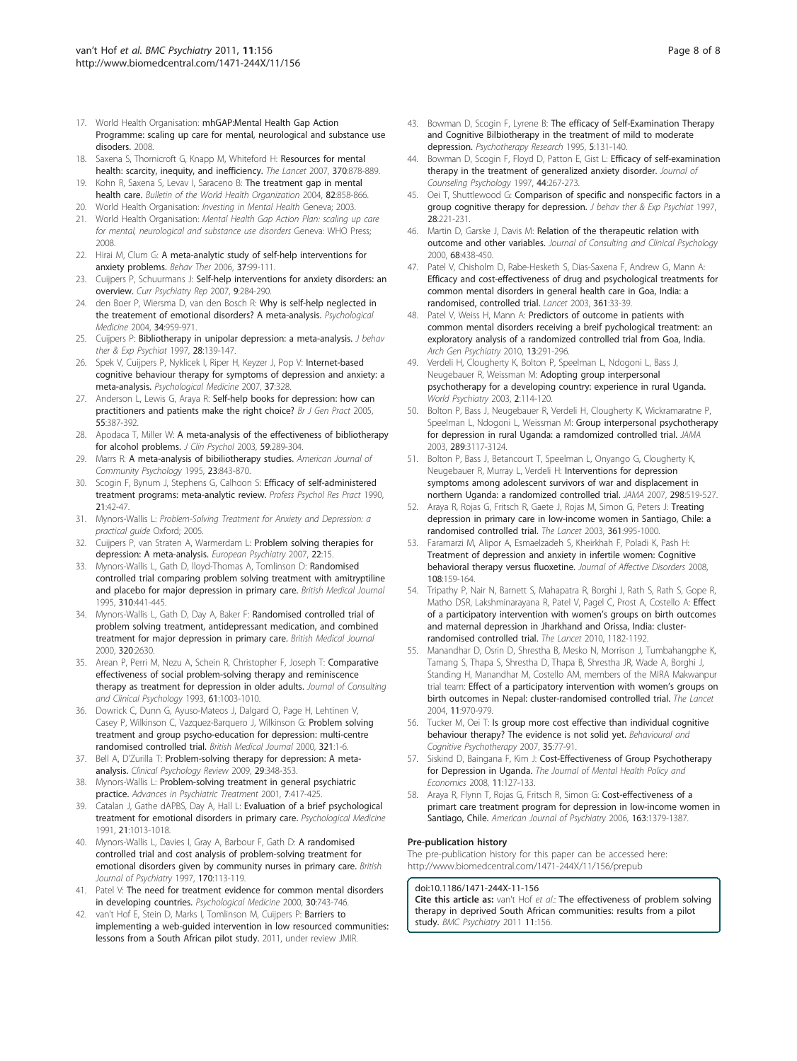17. World Health Organisation: **mhGAP:Mental Health Gap Action Programme: scaling up care for mental, neurological and substance use disoders.** 2008.
18. Saxena S, Thornicroft G, Knapp M, Whiteford H: **Resources for mental health: scarcity, inequity, and inefficiency.** *The Lancet* 2007, **370**:878-889.
19. Kohn R, Saxena S, Levav I, Saraceno B: **The treatment gap in mental health care.** *Bulletin of the World Health Organization* 2004, **82**:858-866.
20. World Health Organisation: *Investing in Mental Health* Geneva; 2003.
21. World Health Organisation: *Mental Health Gap Action Plan: scaling up care for mental, neurological and substance use disorders* Geneva: WHO Press; 2008.
22. Hirai M, Clum G: **A meta-analytic study of self-help interventions for anxiety problems.** *Behav Ther* 2006, **37**:99-111.
23. Cuijpers P, Schuurmans J: **Self-help interventions for anxiety disorders: an overview.** *Curr Psychiatry Rep* 2007, **9**:284-290.
24. den Boer P, Wiersma D, van den Bosch R: **Why is self-help neglected in the treatement of emotional disorders? A meta-analysis.** *Psychological Medicine* 2004, **34**:959-971.
25. Cuijpers P: **Bibliotherapy in unipolar depression: a meta-analysis.** *J behav ther & Exp Psychiat* 1997, **28**:139-147.
26. Spek V, Cuijpers P, Nyklicek I, Riper H, Keyzer J, Pop V: **Internet-based cognitive behaviour therapy for symptoms of depression and anxiety: a meta-analysis.** *Psychological Medicine* 2007, **37**:328.
27. Anderson L, Lewis G, Araya R: **Self-help books for depression: how can practitioners and patients make the right choice?** *Br J Gen Pract* 2005, **55**:387-392.
28. Apodaca T, Miller W: **A meta-analysis of the effectiveness of bibliotherapy for alcohol problems.** *J Clin Psychol* 2003, **59**:289-304.
29. Marrs R: **A meta-analysis of bibiliotherapy studies.** *American Journal of Community Psychology* 1995, **23**:843-870.
30. Scogin F, Bynum J, Stephens G, Calhoon S: **Efficacy of self-administered treatment programs: meta-analytic review.** *Profess Psychol Res Pract* 1990, **21**:42-47.
31. Mynors-Wallis L: *Problem-Solving Treatment for Anxiety and Depression: a practical guide* Oxford; 2005.
32. Cuijpers P, van Straten A, Warmerdam L: **Problem solving therapies for depression: A meta-analysis.** *European Psychiatry* 2007, **22**:15.
33. Mynors-Wallis L, Gath D, lloyd-Thomas A, Tomlinson D: **Randomised controlled trial comparing problem solving treatment with amitryptiline and placebo for major depression in primary care.** *British Medical Journal* 1995, **310**:441-445.
34. Mynors-Wallis L, Gath D, Day A, Baker F: **Randomised controlled trial of problem solving treatment, antidepressant medication, and combined treatment for major depression in primary care.** *British Medical Journal* 2000, **320**:2630.
35. Arean P, Perri M, Nezu A, Schein R, Christopher F, Joseph T: **Comparative effectiveness of social problem-solving therapy and reminiscence therapy as treatment for depression in older adults.** *Journal of Consulting and Clinical Psychology* 1993, **61**:1003-1010.
36. Dowrick C, Dunn G, Ayuso-Mateos J, Dalgard O, Page H, Lehtinen V, Casey P, Wilkinson C, Vazquez-Barquero J, Wilkinson G: **Problem solving treatment and group psycho-education for depression: multi-centre randomised controlled trial.** *British Medical Journal* 2000, **321**:1-6.
37. Bell A, D'Zurilla T: **Problem-solving therapy for depression: A meta-analysis.** *Clinical Psychology Review* 2009, **29**:348-353.
38. Mynors-Wallis L: **Problem-solving treatment in general psychiatric practice.** *Advances in Psychiatric Treatment* 2001, **7**:417-425.
39. Catalan J, Gathe dAPBS, Day A, Hall L: **Evaluation of a brief psychological treatment for emotional disorders in primary care.** *Psychological Medicine* 1991, **21**:1013-1018.
40. Mynors-Wallis L, Davies I, Gray A, Barbour F, Gath D: **A randomised controlled trial and cost analysis of problem-solving treatment for emotional disorders given by community nurses in primary care.** *British Journal of Psychiatry* 1997, **170**:113-119.
41. Patel V: **The need for treatment evidence for common mental disorders in developing countries.** *Psychological Medicine* 2000, **30**:743-746.
42. van't Hof E, Stein D, Marks I, Tomlinson M, Cuijpers P: **Barriers to implementing a web-guided intervention in low resourced communities: lessons from a South African pilot study.** 2011, under review JMIR.
43. Bowman D, Scogin F, Lyrene B: **The efficacy of Self-Examination Therapy and Cognitive Bilbiotherapy in the treatment of mild to moderate depression.** *Psychotherapy Research* 1995, **5**:131-140.
44. Bowman D, Scogin F, Floyd D, Patton E, Gist L: **Efficacy of self-examination therapy in the treatment of generalized anxiety disorder.** *Journal of Counseling Psychology* 1997, **44**:267-273.
45. Oei T, Shuttlewood G: **Comparison of specific and nonspecific factors in a group cognitive therapy for depression.** *J behav ther & Exp Psychiat* 1997, **28**:221-231.
46. Martin D, Garske J, Davis M: **Relation of the therapeutic relation with outcome and other variables.** *Journal of Consulting and Clinical Psychology* 2000, **68**:438-450.
47. Patel V, Chisholm D, Rabe-Hesketh S, Dias-Saxena F, Andrew G, Mann A: **Efficacy and cost-effectiveness of drug and psychological treatments for common mental disorders in general health care in Goa, India: a randomised, controlled trial.** *Lancet* 2003, **361**:33-39.
48. Patel V, Weiss H, Mann A: **Predictors of outcome in patients with common mental disorders receiving a breif pychological treatment: an exploratory analysis of a randomized controlled trial from Goa, India.** *Arch Gen Psychiatry* 2010, **13**:291-296.
49. Verdeli H, Clougherty K, Bolton P, Speelman L, Ndogoni L, Bass J, Neugebauer R, Weissman M: **Adopting group interpersonal psychotherapy for a developing country: experience in rural Uganda.** *World Psychiatry* 2003, **2**:114-120.
50. Bolton P, Bass J, Neugebauer R, Verdeli H, Clougherty K, Wickramaratne P, Speelman L, Ndogoni L, Weissman M: **Group interpersonal psychotherapy for depression in rural Uganda: a ramdomized controlled trial.** *JAMA* 2003, **289**:3117-3124.
51. Bolton P, Bass J, Betancourt T, Speelman L, Onyango G, Clougherty K, Neugebauer R, Murray L, Verdeli H: **Interventions for depression symptoms among adolescent survivors of war and displacement in northern Uganda: a randomized controlled trial.** *JAMA* 2007, **298**:519-527.
52. Araya R, Rojas G, Fritsch R, Gaete J, Rojas M, Simon G, Peters J: **Treating depression in primary care in low-income women in Santiago, Chile: a randomised controlled trial.** *The Lancet* 2003, **361**:995-1000.
53. Faramarzi M, Alipor A, Esmaelzadeh S, Kheirkhah F, Poladi K, Pash H: **Treatment of depression and anxiety in infertile women: Cognitive behavioral therapy versus fluoxetine.** *Journal of Affective Disorders* 2008, **108**:159-164.
54. Tripathy P, Nair N, Barnett S, Mahapatra R, Borghi J, Rath S, Rath S, Gope R, Matho DSR, Lakshminarayana R, Patel V, Pagel C, Prost A, Costello A: **Effect of a participatory intervention with women's groups on birth outcomes and maternal depression in Jharkhand and Orissa, India: cluster-randomised controlled trial.** *The Lancet* 2010, 1182-1192.
55. Manandhar D, Osrin D, Shrestha B, Mesko N, Morrison J, Tumbahangphe K, Tamang S, Thapa S, Shrestha D, Thapa B, Shrestha JR, Wade A, Borghi J, Standing H, Manandhar M, Costello AM, members of the MIRA Makwanpur trial team: **Effect of a participatory intervention with women's groups on birth outcomes in Nepal: cluster-randomised controlled trial.** *The Lancet* 2004, 11:970-979.
56. Tucker M, Oei T: **Is group more cost effective than individual cognitive behaviour therapy? The evidence is not solid yet.** *Behavioural and Cognitive Psychotherapy* 2007, **35**:77-91.
57. Siskind D, Baingana F, Kim J: **Cost-Effectiveness of Group Psychotherapy for Depression in Uganda.** *The Journal of Mental Health Policy and Economics* 2008, **11**:127-133.
58. Araya R, Flynn T, Rojas G, Fritsch R, Simon G: **Cost-effectiveness of a primart care treatment program for depression in low-income women in Santiago, Chile.** *American Journal of Psychiatry* 2006, **163**:1379-1387.

#### Pre-publication history

The pre-publication history for this paper can be accessed here: http://www.biomedcentral.com/1471-244X/11/156/prepub

doi:10.1186/1471-244X-11-156

**Cite this article as:** van't Hof *et al.*: **The effectiveness of problem solving therapy in deprived South African communities: results from a pilot study.** *BMC Psychiatry* 2011 **11**:156.